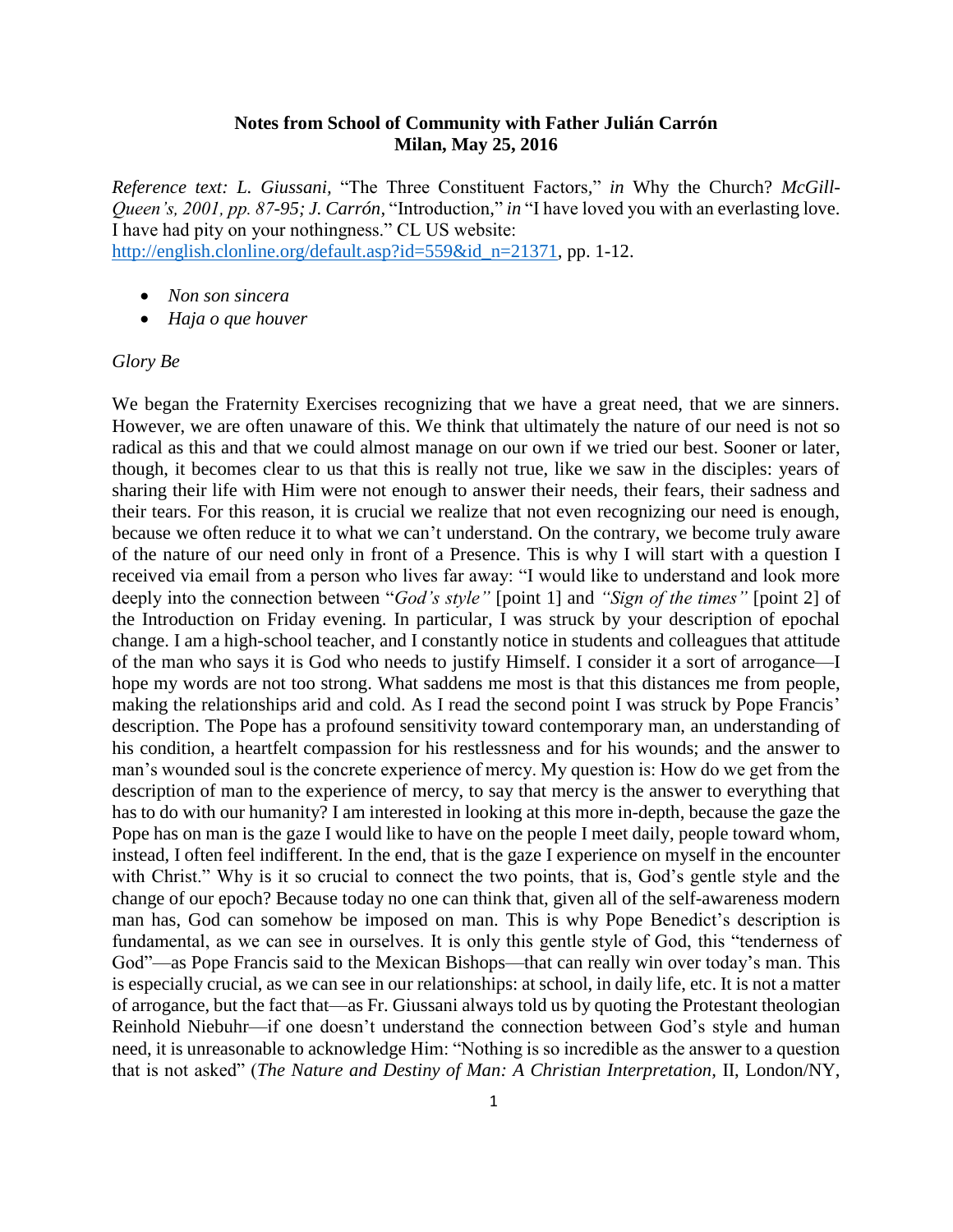**Notes from School of Community with Father Julián Carrón**
**Milan, May 25, 2016**

*Reference text: L. Giussani,* "The Three Constituent Factors," *in* Why the Church? *McGill-Queen's, 2001, pp. 87-95; J. Carrón*, "Introduction," *in* "I have loved you with an everlasting love. I have had pity on your nothingness." CL US website: http://english.clonline.org/default.asp?id=559&id_n=21371, pp. 1-12.

- *Non son sincera*
- *Haja o que houver*

*Glory Be*

We began the Fraternity Exercises recognizing that we have a great need, that we are sinners. However, we are often unaware of this. We think that ultimately the nature of our need is not so radical as this and that we could almost manage on our own if we tried our best. Sooner or later, though, it becomes clear to us that this is really not true, like we saw in the disciples: years of sharing their life with Him were not enough to answer their needs, their fears, their sadness and their tears. For this reason, it is crucial we realize that not even recognizing our need is enough, because we often reduce it to what we can't understand. On the contrary, we become truly aware of the nature of our need only in front of a Presence. This is why I will start with a question I received via email from a person who lives far away: "I would like to understand and look more deeply into the connection between "*God's style"* [point 1] and *"Sign of the times"* [point 2] of the Introduction on Friday evening. In particular, I was struck by your description of epochal change. I am a high-school teacher, and I constantly notice in students and colleagues that attitude of the man who says it is God who needs to justify Himself. I consider it a sort of arrogance—I hope my words are not too strong. What saddens me most is that this distances me from people, making the relationships arid and cold. As I read the second point I was struck by Pope Francis' description. The Pope has a profound sensitivity toward contemporary man, an understanding of his condition, a heartfelt compassion for his restlessness and for his wounds; and the answer to man's wounded soul is the concrete experience of mercy. My question is: How do we get from the description of man to the experience of mercy, to say that mercy is the answer to everything that has to do with our humanity? I am interested in looking at this more in-depth, because the gaze the Pope has on man is the gaze I would like to have on the people I meet daily, people toward whom, instead, I often feel indifferent. In the end, that is the gaze I experience on myself in the encounter with Christ." Why is it so crucial to connect the two points, that is, God's gentle style and the change of our epoch? Because today no one can think that, given all of the self-awareness modern man has, God can somehow be imposed on man. This is why Pope Benedict's description is fundamental, as we can see in ourselves. It is only this gentle style of God, this "tenderness of God"—as Pope Francis said to the Mexican Bishops—that can really win over today's man. This is especially crucial, as we can see in our relationships: at school, in daily life, etc. It is not a matter of arrogance, but the fact that—as Fr. Giussani always told us by quoting the Protestant theologian Reinhold Niebuhr—if one doesn't understand the connection between God's style and human need, it is unreasonable to acknowledge Him: "Nothing is so incredible as the answer to a question that is not asked" (*The Nature and Destiny of Man: A Christian Interpretation*, II, London/NY,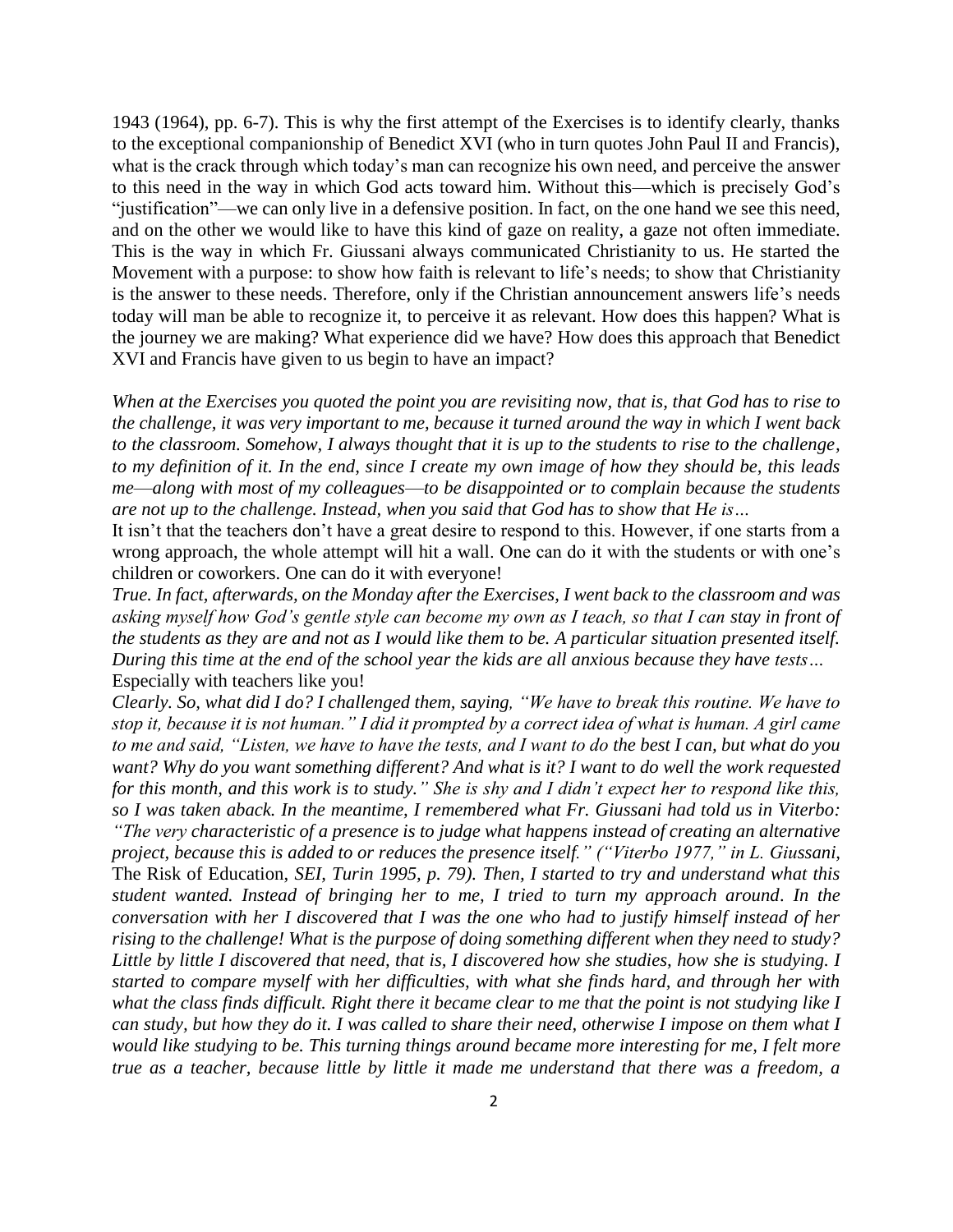1943 (1964), pp. 6-7). This is why the first attempt of the Exercises is to identify clearly, thanks to the exceptional companionship of Benedict XVI (who in turn quotes John Paul II and Francis), what is the crack through which today's man can recognize his own need, and perceive the answer to this need in the way in which God acts toward him. Without this—which is precisely God's "justification"—we can only live in a defensive position. In fact, on the one hand we see this need, and on the other we would like to have this kind of gaze on reality, a gaze not often immediate. This is the way in which Fr. Giussani always communicated Christianity to us. He started the Movement with a purpose: to show how faith is relevant to life's needs; to show that Christianity is the answer to these needs. Therefore, only if the Christian announcement answers life's needs today will man be able to recognize it, to perceive it as relevant. How does this happen? What is the journey we are making? What experience did we have? How does this approach that Benedict XVI and Francis have given to us begin to have an impact?

*When at the Exercises you quoted the point you are revisiting now, that is, that God has to rise to the challenge, it was very important to me, because it turned around the way in which I went back to the classroom. Somehow, I always thought that it is up to the students to rise to the challenge, to my definition of it. In the end, since I create my own image of how they should be, this leads me—along with most of my colleagues—to be disappointed or to complain because the students are not up to the challenge. Instead, when you said that God has to show that He is…*

It isn't that the teachers don't have a great desire to respond to this. However, if one starts from a wrong approach, the whole attempt will hit a wall. One can do it with the students or with one's children or coworkers. One can do it with everyone!

*True. In fact, afterwards, on the Monday after the Exercises, I went back to the classroom and was asking myself how God's gentle style can become my own as I teach, so that I can stay in front of the students as they are and not as I would like them to be. A particular situation presented itself. During this time at the end of the school year the kids are all anxious because they have tests…*

Especially with teachers like you!

*Clearly. So, what did I do? I challenged them, saying, "We have to break this routine. We have to stop it, because it is not human." I did it prompted by a correct idea of what is human. A girl came to me and said, "Listen, we have to have the tests, and I want to do the best I can, but what do you want? Why do you want something different? And what is it? I want to do well the work requested for this month, and this work is to study." She is shy and I didn't expect her to respond like this, so I was taken aback. In the meantime, I remembered what Fr. Giussani had told us in Viterbo: "The very characteristic of a presence is to judge what happens instead of creating an alternative project, because this is added to or reduces the presence itself." ("Viterbo 1977," in L. Giussani,* The Risk of Education, *SEI, Turin 1995, p. 79). Then, I started to try and understand what this student wanted. Instead of bringing her to me, I tried to turn my approach around. In the conversation with her I discovered that I was the one who had to justify himself instead of her rising to the challenge! What is the purpose of doing something different when they need to study? Little by little I discovered that need, that is, I discovered how she studies, how she is studying. I started to compare myself with her difficulties, with what she finds hard, and through her with what the class finds difficult. Right there it became clear to me that the point is not studying like I can study, but how they do it. I was called to share their need, otherwise I impose on them what I would like studying to be. This turning things around became more interesting for me, I felt more true as a teacher, because little by little it made me understand that there was a freedom, a*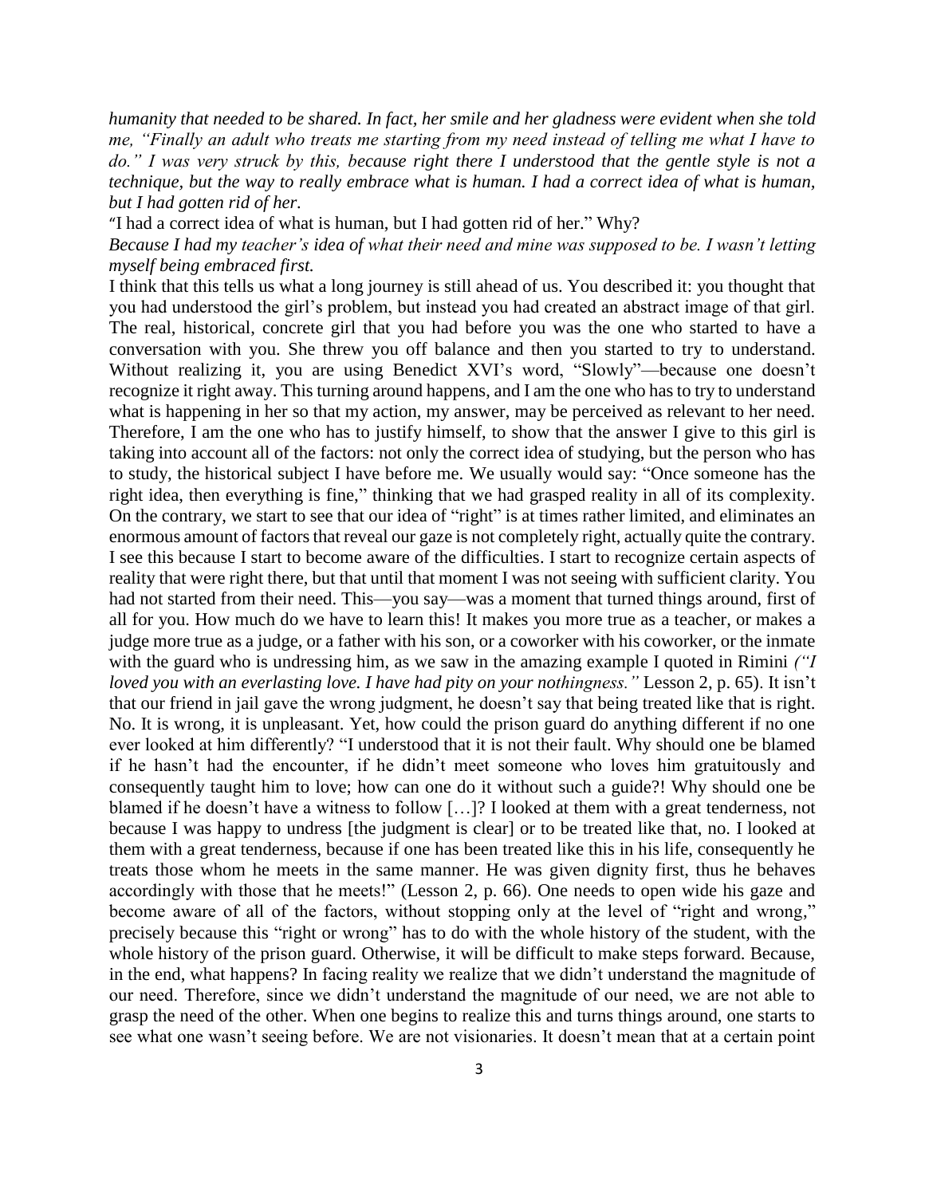*humanity that needed to be shared. In fact, her smile and her gladness were evident when she told me, "Finally an adult who treats me starting from my need instead of telling me what I have to do." I was very struck by this, because right there I understood that the gentle style is not a technique, but the way to really embrace what is human. I had a correct idea of what is human, but I had gotten rid of her.*

"I had a correct idea of what is human, but I had gotten rid of her." Why?

*Because I had my teacher's idea of what their need and mine was supposed to be. I wasn't letting myself being embraced first.*

I think that this tells us what a long journey is still ahead of us. You described it: you thought that you had understood the girl's problem, but instead you had created an abstract image of that girl. The real, historical, concrete girl that you had before you was the one who started to have a conversation with you. She threw you off balance and then you started to try to understand. Without realizing it, you are using Benedict XVI's word, "Slowly"—because one doesn't recognize it right away. This turning around happens, and I am the one who has to try to understand what is happening in her so that my action, my answer, may be perceived as relevant to her need. Therefore, I am the one who has to justify himself, to show that the answer I give to this girl is taking into account all of the factors: not only the correct idea of studying, but the person who has to study, the historical subject I have before me. We usually would say: "Once someone has the right idea, then everything is fine," thinking that we had grasped reality in all of its complexity. On the contrary, we start to see that our idea of "right" is at times rather limited, and eliminates an enormous amount of factors that reveal our gaze is not completely right, actually quite the contrary. I see this because I start to become aware of the difficulties. I start to recognize certain aspects of reality that were right there, but that until that moment I was not seeing with sufficient clarity. You had not started from their need. This—you say—was a moment that turned things around, first of all for you. How much do we have to learn this! It makes you more true as a teacher, or makes a judge more true as a judge, or a father with his son, or a coworker with his coworker, or the inmate with the guard who is undressing him, as we saw in the amazing example I quoted in Rimini *("I loved you with an everlasting love. I have had pity on your nothingness."* Lesson 2, p. 65). It isn't that our friend in jail gave the wrong judgment, he doesn't say that being treated like that is right. No. It is wrong, it is unpleasant. Yet, how could the prison guard do anything different if no one ever looked at him differently? "I understood that it is not their fault. Why should one be blamed if he hasn't had the encounter, if he didn't meet someone who loves him gratuitously and consequently taught him to love; how can one do it without such a guide?! Why should one be blamed if he doesn't have a witness to follow […]? I looked at them with a great tenderness, not because I was happy to undress [the judgment is clear] or to be treated like that, no. I looked at them with a great tenderness, because if one has been treated like this in his life, consequently he treats those whom he meets in the same manner. He was given dignity first, thus he behaves accordingly with those that he meets!" (Lesson 2, p. 66). One needs to open wide his gaze and become aware of all of the factors, without stopping only at the level of "right and wrong," precisely because this "right or wrong" has to do with the whole history of the student, with the whole history of the prison guard. Otherwise, it will be difficult to make steps forward. Because, in the end, what happens? In facing reality we realize that we didn't understand the magnitude of our need. Therefore, since we didn't understand the magnitude of our need, we are not able to grasp the need of the other. When one begins to realize this and turns things around, one starts to see what one wasn't seeing before. We are not visionaries. It doesn't mean that at a certain point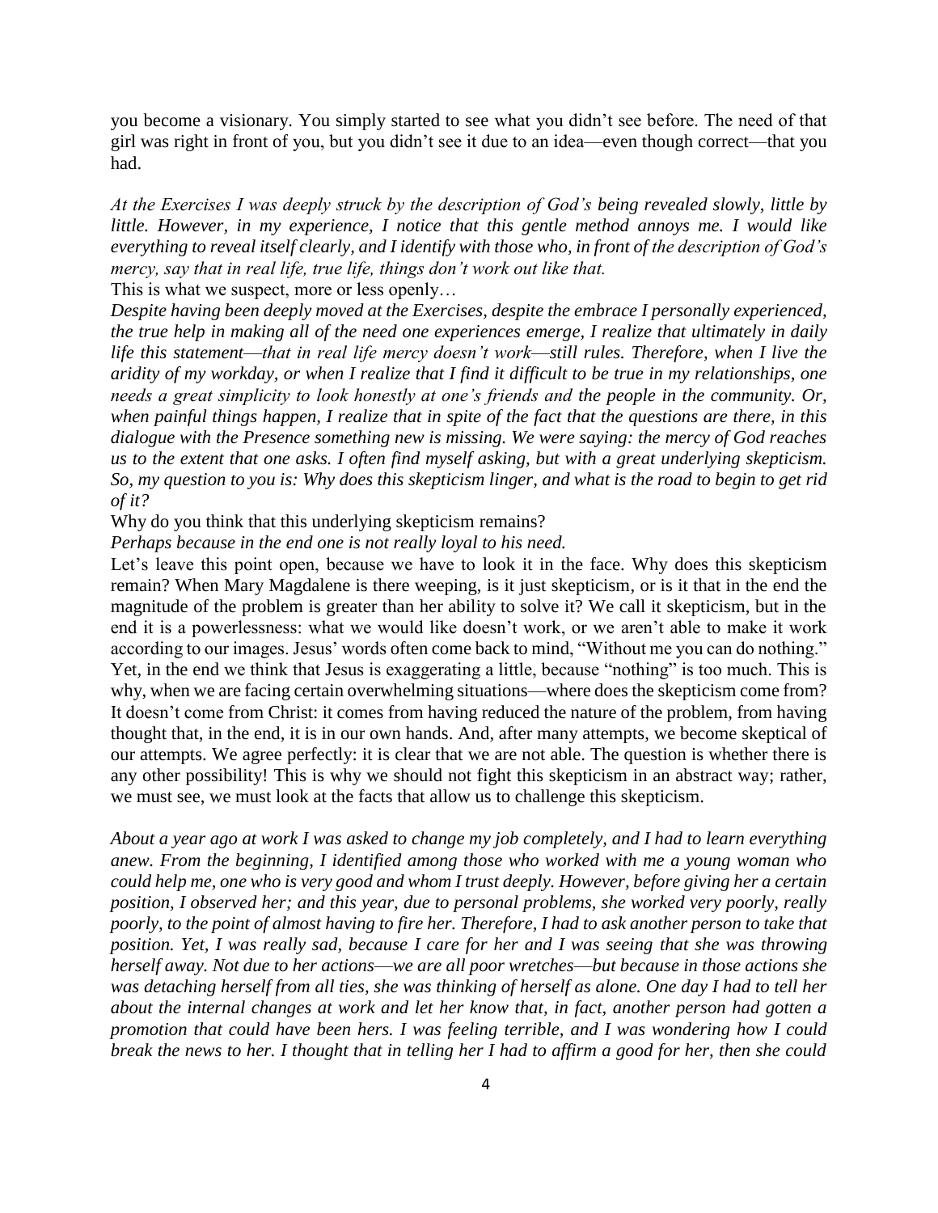you become a visionary. You simply started to see what you didn't see before. The need of that girl was right in front of you, but you didn't see it due to an idea—even though correct—that you had.

*At the Exercises I was deeply struck by the description of God's being revealed slowly, little by little. However, in my experience, I notice that this gentle method annoys me. I would like everything to reveal itself clearly, and I identify with those who, in front of the description of God's mercy, say that in real life, true life, things don't work out like that.*

This is what we suspect, more or less openly…

*Despite having been deeply moved at the Exercises, despite the embrace I personally experienced, the true help in making all of the need one experiences emerge, I realize that ultimately in daily life this statement—that in real life mercy doesn't work—still rules. Therefore, when I live the aridity of my workday, or when I realize that I find it difficult to be true in my relationships, one needs a great simplicity to look honestly at one's friends and the people in the community. Or, when painful things happen, I realize that in spite of the fact that the questions are there, in this dialogue with the Presence something new is missing. We were saying: the mercy of God reaches us to the extent that one asks. I often find myself asking, but with a great underlying skepticism. So, my question to you is: Why does this skepticism linger, and what is the road to begin to get rid of it?*

Why do you think that this underlying skepticism remains?

*Perhaps because in the end one is not really loyal to his need.*

Let's leave this point open, because we have to look it in the face. Why does this skepticism remain? When Mary Magdalene is there weeping, is it just skepticism, or is it that in the end the magnitude of the problem is greater than her ability to solve it? We call it skepticism, but in the end it is a powerlessness: what we would like doesn't work, or we aren't able to make it work according to our images. Jesus' words often come back to mind, "Without me you can do nothing." Yet, in the end we think that Jesus is exaggerating a little, because "nothing" is too much. This is why, when we are facing certain overwhelming situations—where does the skepticism come from? It doesn't come from Christ: it comes from having reduced the nature of the problem, from having thought that, in the end, it is in our own hands. And, after many attempts, we become skeptical of our attempts. We agree perfectly: it is clear that we are not able. The question is whether there is any other possibility! This is why we should not fight this skepticism in an abstract way; rather, we must see, we must look at the facts that allow us to challenge this skepticism.

*About a year ago at work I was asked to change my job completely, and I had to learn everything anew. From the beginning, I identified among those who worked with me a young woman who could help me, one who is very good and whom I trust deeply. However, before giving her a certain position, I observed her; and this year, due to personal problems, she worked very poorly, really poorly, to the point of almost having to fire her. Therefore, I had to ask another person to take that position. Yet, I was really sad, because I care for her and I was seeing that she was throwing herself away. Not due to her actions—we are all poor wretches—but because in those actions she was detaching herself from all ties, she was thinking of herself as alone. One day I had to tell her about the internal changes at work and let her know that, in fact, another person had gotten a promotion that could have been hers. I was feeling terrible, and I was wondering how I could break the news to her. I thought that in telling her I had to affirm a good for her, then she could*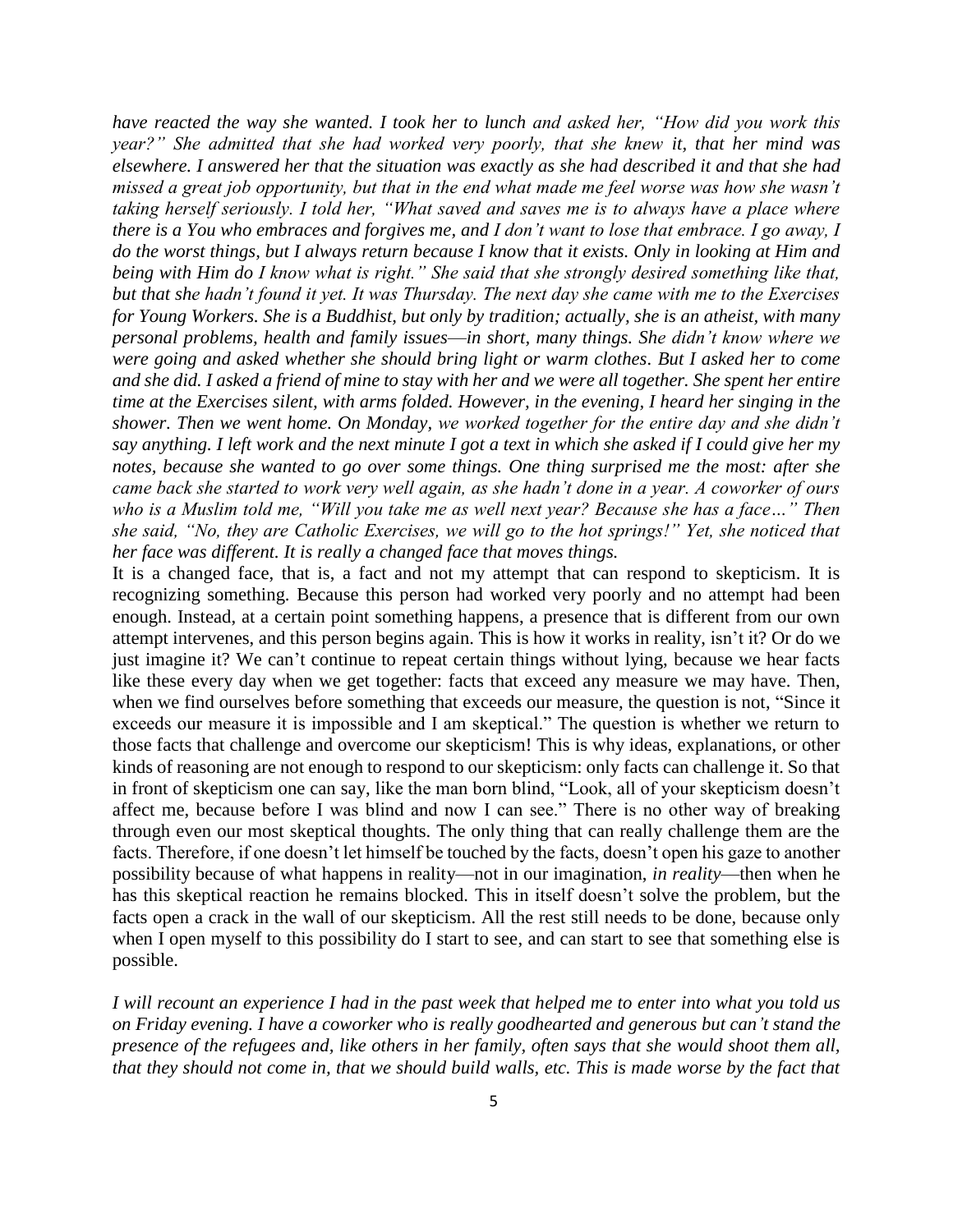*have reacted the way she wanted. I took her to lunch and asked her, "How did you work this year?" She admitted that she had worked very poorly, that she knew it, that her mind was elsewhere. I answered her that the situation was exactly as she had described it and that she had missed a great job opportunity, but that in the end what made me feel worse was how she wasn't taking herself seriously. I told her, "What saved and saves me is to always have a place where there is a You who embraces and forgives me, and I don't want to lose that embrace. I go away, I do the worst things, but I always return because I know that it exists. Only in looking at Him and being with Him do I know what is right." She said that she strongly desired something like that, but that she hadn't found it yet. It was Thursday. The next day she came with me to the Exercises for Young Workers. She is a Buddhist, but only by tradition; actually, she is an atheist, with many personal problems, health and family issues—in short, many things. She didn't know where we were going and asked whether she should bring light or warm clothes. But I asked her to come and she did. I asked a friend of mine to stay with her and we were all together. She spent her entire time at the Exercises silent, with arms folded. However, in the evening, I heard her singing in the shower. Then we went home. On Monday, we worked together for the entire day and she didn't say anything. I left work and the next minute I got a text in which she asked if I could give her my notes, because she wanted to go over some things. One thing surprised me the most: after she came back she started to work very well again, as she hadn't done in a year. A coworker of ours who is a Muslim told me, "Will you take me as well next year? Because she has a face…" Then she said, "No, they are Catholic Exercises, we will go to the hot springs!" Yet, she noticed that her face was different. It is really a changed face that moves things.*

It is a changed face, that is, a fact and not my attempt that can respond to skepticism. It is recognizing something. Because this person had worked very poorly and no attempt had been enough. Instead, at a certain point something happens, a presence that is different from our own attempt intervenes, and this person begins again. This is how it works in reality, isn't it? Or do we just imagine it? We can't continue to repeat certain things without lying, because we hear facts like these every day when we get together: facts that exceed any measure we may have. Then, when we find ourselves before something that exceeds our measure, the question is not, "Since it exceeds our measure it is impossible and I am skeptical." The question is whether we return to those facts that challenge and overcome our skepticism! This is why ideas, explanations, or other kinds of reasoning are not enough to respond to our skepticism: only facts can challenge it. So that in front of skepticism one can say, like the man born blind, "Look, all of your skepticism doesn't affect me, because before I was blind and now I can see." There is no other way of breaking through even our most skeptical thoughts. The only thing that can really challenge them are the facts. Therefore, if one doesn't let himself be touched by the facts, doesn't open his gaze to another possibility because of what happens in reality—not in our imagination, *in reality*—then when he has this skeptical reaction he remains blocked. This in itself doesn't solve the problem, but the facts open a crack in the wall of our skepticism. All the rest still needs to be done, because only when I open myself to this possibility do I start to see, and can start to see that something else is possible.

*I will recount an experience I had in the past week that helped me to enter into what you told us on Friday evening. I have a coworker who is really goodhearted and generous but can't stand the presence of the refugees and, like others in her family, often says that she would shoot them all, that they should not come in, that we should build walls, etc. This is made worse by the fact that*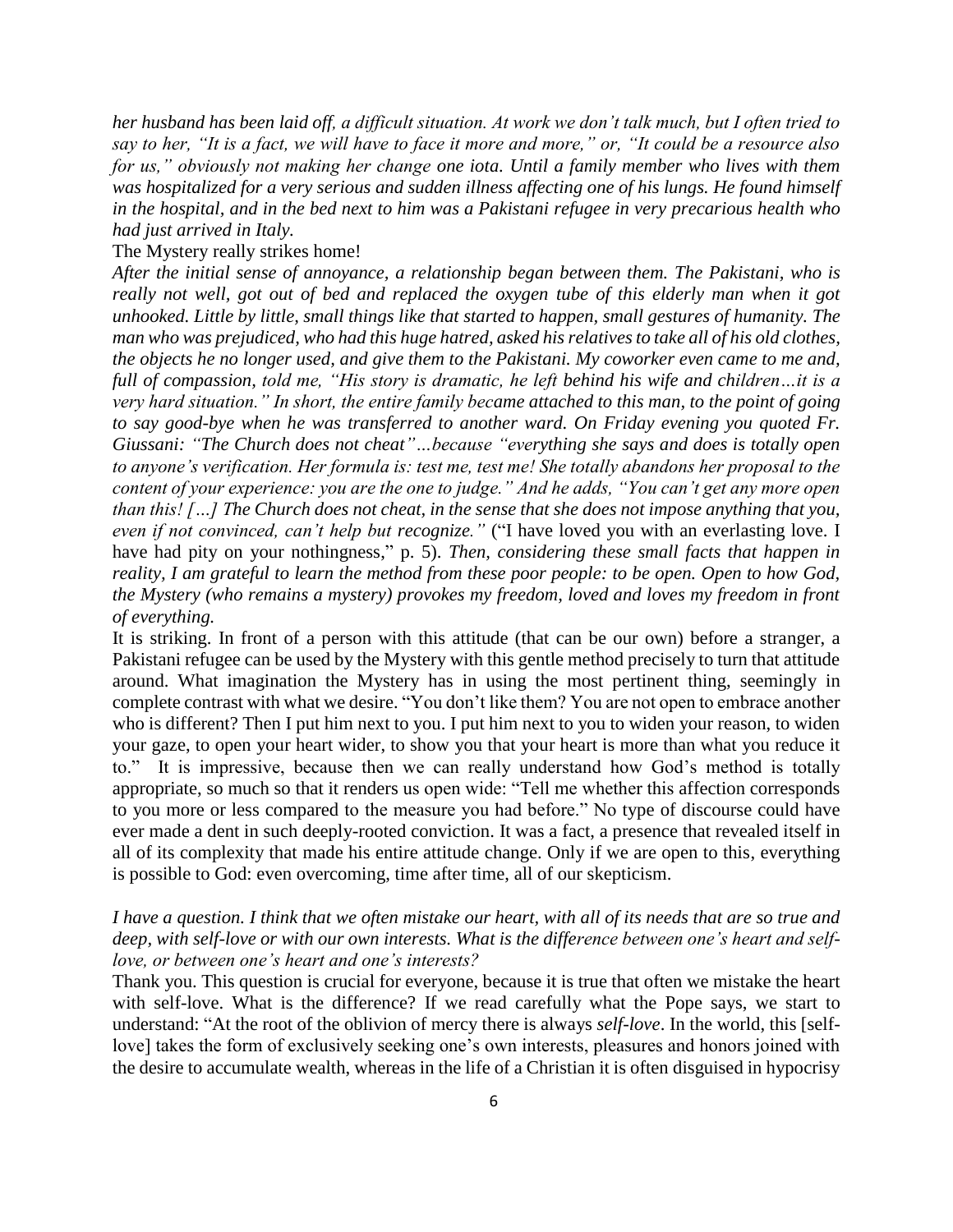*her husband has been laid off, a difficult situation. At work we don't talk much, but I often tried to say to her, "It is a fact, we will have to face it more and more," or, "It could be a resource also for us," obviously not making her change one iota. Until a family member who lives with them was hospitalized for a very serious and sudden illness affecting one of his lungs. He found himself in the hospital, and in the bed next to him was a Pakistani refugee in very precarious health who had just arrived in Italy.*

The Mystery really strikes home!

*After the initial sense of annoyance, a relationship began between them. The Pakistani, who is really not well, got out of bed and replaced the oxygen tube of this elderly man when it got unhooked. Little by little, small things like that started to happen, small gestures of humanity. The man who was prejudiced, who had this huge hatred, asked his relatives to take all of his old clothes, the objects he no longer used, and give them to the Pakistani. My coworker even came to me and, full of compassion, told me, "His story is dramatic, he left behind his wife and children…it is a very hard situation." In short, the entire family became attached to this man, to the point of going to say good-bye when he was transferred to another ward. On Friday evening you quoted Fr. Giussani: "The Church does not cheat"…because "everything she says and does is totally open to anyone's verification. Her formula is: test me, test me! She totally abandons her proposal to the content of your experience: you are the one to judge." And he adds, "You can't get any more open than this! […] The Church does not cheat, in the sense that she does not impose anything that you, even if not convinced, can't help but recognize."* ("I have loved you with an everlasting love. I have had pity on your nothingness," p. 5). *Then, considering these small facts that happen in reality, I am grateful to learn the method from these poor people: to be open. Open to how God, the Mystery (who remains a mystery) provokes my freedom, loved and loves my freedom in front of everything.*

It is striking. In front of a person with this attitude (that can be our own) before a stranger, a Pakistani refugee can be used by the Mystery with this gentle method precisely to turn that attitude around. What imagination the Mystery has in using the most pertinent thing, seemingly in complete contrast with what we desire. "You don't like them? You are not open to embrace another who is different? Then I put him next to you. I put him next to you to widen your reason, to widen your gaze, to open your heart wider, to show you that your heart is more than what you reduce it to." It is impressive, because then we can really understand how God's method is totally appropriate, so much so that it renders us open wide: "Tell me whether this affection corresponds to you more or less compared to the measure you had before." No type of discourse could have ever made a dent in such deeply-rooted conviction. It was a fact, a presence that revealed itself in all of its complexity that made his entire attitude change. Only if we are open to this, everything is possible to God: even overcoming, time after time, all of our skepticism.

*I have a question. I think that we often mistake our heart, with all of its needs that are so true and deep, with self-love or with our own interests. What is the difference between one's heart and self-love, or between one's heart and one's interests?*

Thank you. This question is crucial for everyone, because it is true that often we mistake the heart with self-love. What is the difference? If we read carefully what the Pope says, we start to understand: "At the root of the oblivion of mercy there is always *self-love*. In the world, this [self-love] takes the form of exclusively seeking one's own interests, pleasures and honors joined with the desire to accumulate wealth, whereas in the life of a Christian it is often disguised in hypocrisy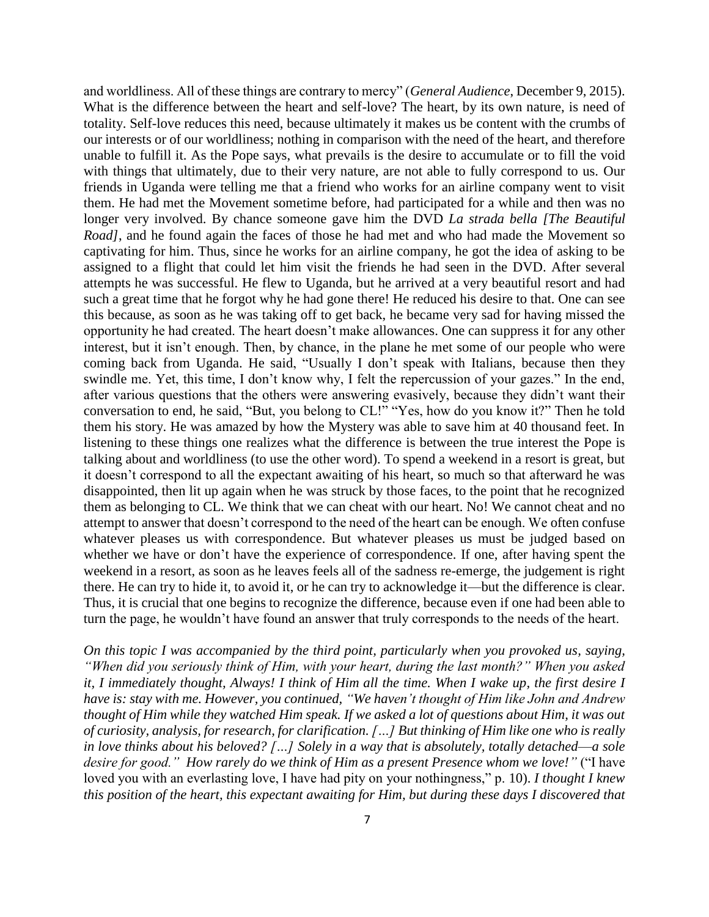and worldliness. All of these things are contrary to mercy" (*General Audience*, December 9, 2015). What is the difference between the heart and self-love? The heart, by its own nature, is need of totality. Self-love reduces this need, because ultimately it makes us be content with the crumbs of our interests or of our worldliness; nothing in comparison with the need of the heart, and therefore unable to fulfill it. As the Pope says, what prevails is the desire to accumulate or to fill the void with things that ultimately, due to their very nature, are not able to fully correspond to us. Our friends in Uganda were telling me that a friend who works for an airline company went to visit them. He had met the Movement sometime before, had participated for a while and then was no longer very involved. By chance someone gave him the DVD *La strada bella [The Beautiful Road]*, and he found again the faces of those he had met and who had made the Movement so captivating for him. Thus, since he works for an airline company, he got the idea of asking to be assigned to a flight that could let him visit the friends he had seen in the DVD. After several attempts he was successful. He flew to Uganda, but he arrived at a very beautiful resort and had such a great time that he forgot why he had gone there! He reduced his desire to that. One can see this because, as soon as he was taking off to get back, he became very sad for having missed the opportunity he had created. The heart doesn't make allowances. One can suppress it for any other interest, but it isn't enough. Then, by chance, in the plane he met some of our people who were coming back from Uganda. He said, "Usually I don't speak with Italians, because then they swindle me. Yet, this time, I don't know why, I felt the repercussion of your gazes." In the end, after various questions that the others were answering evasively, because they didn't want their conversation to end, he said, "But, you belong to CL!" "Yes, how do you know it?" Then he told them his story. He was amazed by how the Mystery was able to save him at 40 thousand feet. In listening to these things one realizes what the difference is between the true interest the Pope is talking about and worldliness (to use the other word). To spend a weekend in a resort is great, but it doesn't correspond to all the expectant awaiting of his heart, so much so that afterward he was disappointed, then lit up again when he was struck by those faces, to the point that he recognized them as belonging to CL. We think that we can cheat with our heart. No! We cannot cheat and no attempt to answer that doesn't correspond to the need of the heart can be enough. We often confuse whatever pleases us with correspondence. But whatever pleases us must be judged based on whether we have or don't have the experience of correspondence. If one, after having spent the weekend in a resort, as soon as he leaves feels all of the sadness re-emerge, the judgement is right there. He can try to hide it, to avoid it, or he can try to acknowledge it—but the difference is clear. Thus, it is crucial that one begins to recognize the difference, because even if one had been able to turn the page, he wouldn't have found an answer that truly corresponds to the needs of the heart.

*On this topic I was accompanied by the third point, particularly when you provoked us, saying, "When did you seriously think of Him, with your heart, during the last month?" When you asked it, I immediately thought, Always! I think of Him all the time. When I wake up, the first desire I have is: stay with me. However, you continued, "We haven't thought of Him like John and Andrew thought of Him while they watched Him speak. If we asked a lot of questions about Him, it was out of curiosity, analysis, for research, for clarification. […] But thinking of Him like one who is really in love thinks about his beloved? […] Solely in a way that is absolutely, totally detached—a sole desire for good." How rarely do we think of Him as a present Presence whom we love!"* ("I have loved you with an everlasting love, I have had pity on your nothingness," p. 10). *I thought I knew this position of the heart, this expectant awaiting for Him, but during these days I discovered that*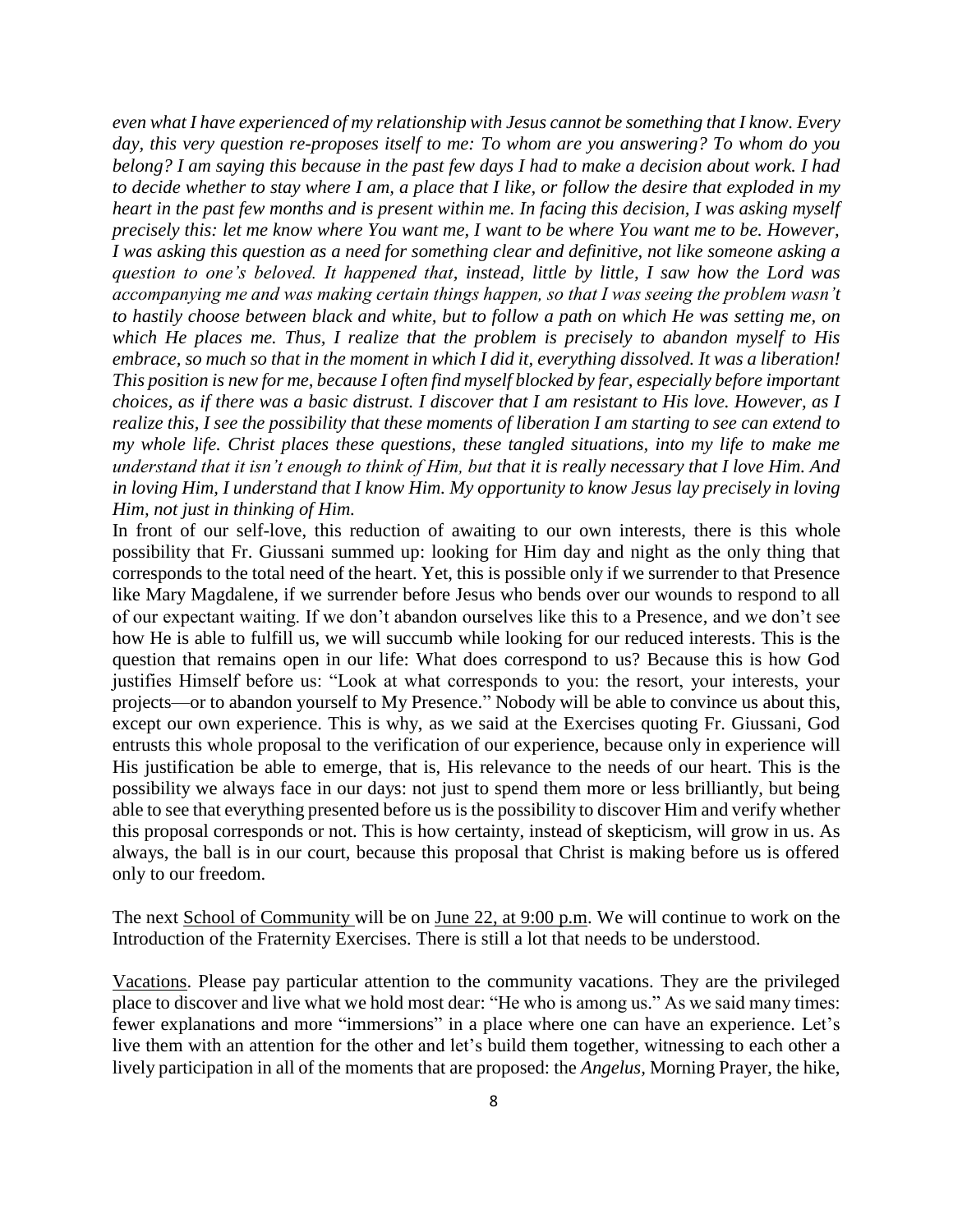*even what I have experienced of my relationship with Jesus cannot be something that I know. Every day, this very question re-proposes itself to me: To whom are you answering? To whom do you belong? I am saying this because in the past few days I had to make a decision about work. I had to decide whether to stay where I am, a place that I like, or follow the desire that exploded in my heart in the past few months and is present within me. In facing this decision, I was asking myself precisely this: let me know where You want me, I want to be where You want me to be. However, I was asking this question as a need for something clear and definitive, not like someone asking a question to one's beloved. It happened that, instead, little by little, I saw how the Lord was accompanying me and was making certain things happen, so that I was seeing the problem wasn't to hastily choose between black and white, but to follow a path on which He was setting me, on which He places me. Thus, I realize that the problem is precisely to abandon myself to His embrace, so much so that in the moment in which I did it, everything dissolved. It was a liberation! This position is new for me, because I often find myself blocked by fear, especially before important choices, as if there was a basic distrust. I discover that I am resistant to His love. However, as I realize this, I see the possibility that these moments of liberation I am starting to see can extend to my whole life. Christ places these questions, these tangled situations, into my life to make me understand that it isn't enough to think of Him, but that it is really necessary that I love Him. And in loving Him, I understand that I know Him. My opportunity to know Jesus lay precisely in loving Him, not just in thinking of Him.*

In front of our self-love, this reduction of awaiting to our own interests, there is this whole possibility that Fr. Giussani summed up: looking for Him day and night as the only thing that corresponds to the total need of the heart. Yet, this is possible only if we surrender to that Presence like Mary Magdalene, if we surrender before Jesus who bends over our wounds to respond to all of our expectant waiting. If we don't abandon ourselves like this to a Presence, and we don't see how He is able to fulfill us, we will succumb while looking for our reduced interests. This is the question that remains open in our life: What does correspond to us? Because this is how God justifies Himself before us: "Look at what corresponds to you: the resort, your interests, your projects—or to abandon yourself to My Presence." Nobody will be able to convince us about this, except our own experience. This is why, as we said at the Exercises quoting Fr. Giussani, God entrusts this whole proposal to the verification of our experience, because only in experience will His justification be able to emerge, that is, His relevance to the needs of our heart. This is the possibility we always face in our days: not just to spend them more or less brilliantly, but being able to see that everything presented before us is the possibility to discover Him and verify whether this proposal corresponds or not. This is how certainty, instead of skepticism, will grow in us. As always, the ball is in our court, because this proposal that Christ is making before us is offered only to our freedom.

The next School of Community will be on June 22, at 9:00 p.m. We will continue to work on the Introduction of the Fraternity Exercises. There is still a lot that needs to be understood.

Vacations. Please pay particular attention to the community vacations. They are the privileged place to discover and live what we hold most dear: "He who is among us." As we said many times: fewer explanations and more "immersions" in a place where one can have an experience. Let's live them with an attention for the other and let's build them together, witnessing to each other a lively participation in all of the moments that are proposed: the *Angelus*, Morning Prayer, the hike,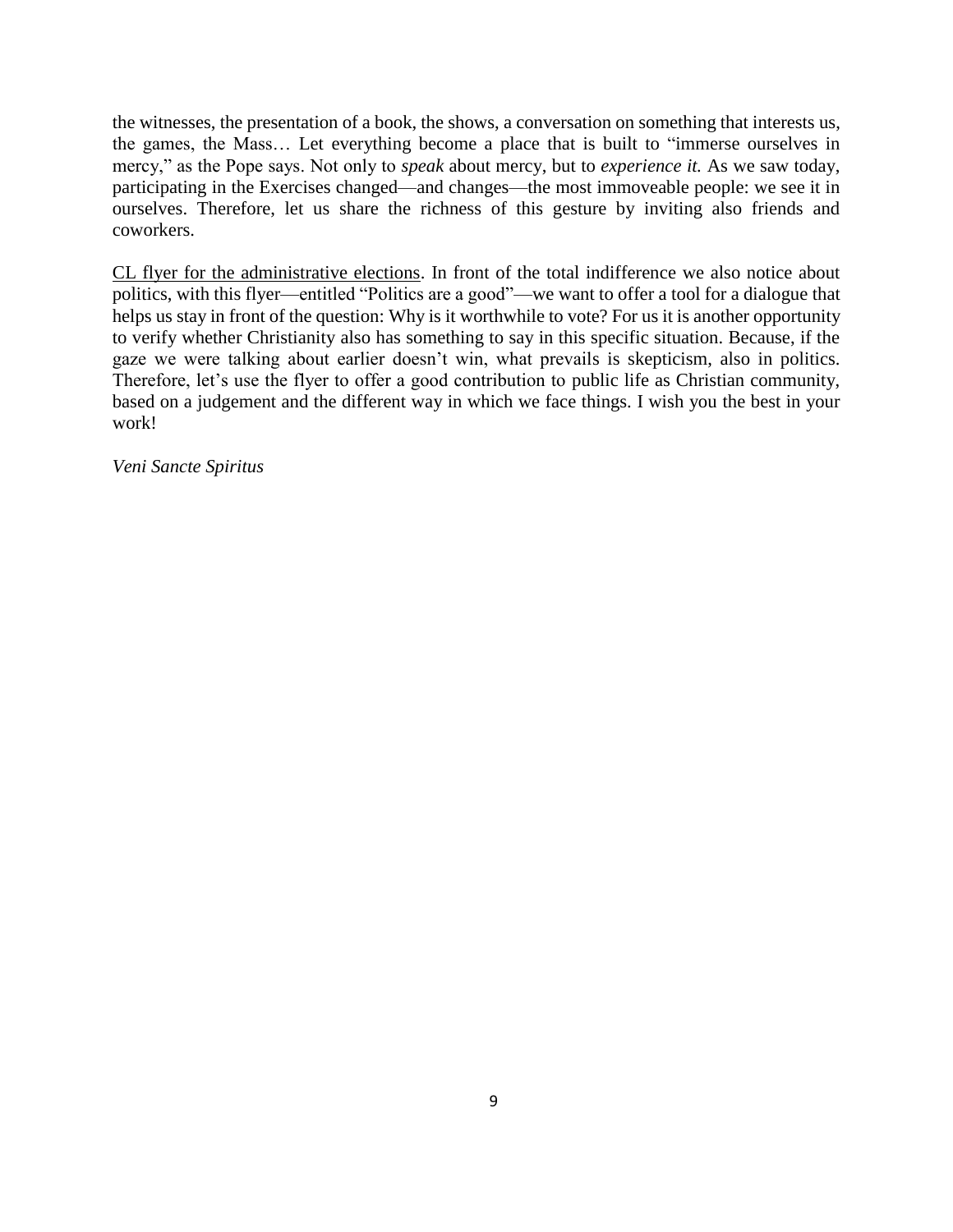the witnesses, the presentation of a book, the shows, a conversation on something that interests us, the games, the Mass… Let everything become a place that is built to "immerse ourselves in mercy," as the Pope says. Not only to *speak* about mercy, but to *experience it.* As we saw today, participating in the Exercises changed—and changes—the most immoveable people: we see it in ourselves. Therefore, let us share the richness of this gesture by inviting also friends and coworkers.

<u>CL flyer for the administrative elections</u>. In front of the total indifference we also notice about politics, with this flyer—entitled "Politics are a good"—we want to offer a tool for a dialogue that helps us stay in front of the question: Why is it worthwhile to vote? For us it is another opportunity to verify whether Christianity also has something to say in this specific situation. Because, if the gaze we were talking about earlier doesn't win, what prevails is skepticism, also in politics. Therefore, let's use the flyer to offer a good contribution to public life as Christian community, based on a judgement and the different way in which we face things. I wish you the best in your work!

*Veni Sancte Spiritus*